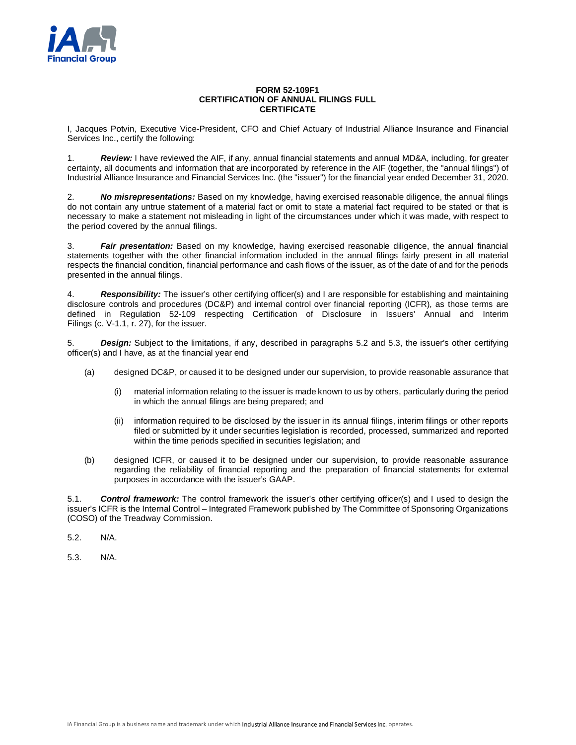**FORM 52-109F1**
**CERTIFICATION OF ANNUAL FILINGS FULL CERTIFICATE**

I, Jacques Potvin, Executive Vice-President, CFO and Chief Actuary of Industrial Alliance Insurance and Financial Services Inc., certify the following:

1. ***Review:*** I have reviewed the AIF, if any, annual financial statements and annual MD&A, including, for greater certainty, all documents and information that are incorporated by reference in the AIF (together, the "annual filings") of Industrial Alliance Insurance and Financial Services Inc. (the "issuer") for the financial year ended December 31, 2020.

2. ***No misrepresentations:*** Based on my knowledge, having exercised reasonable diligence, the annual filings do not contain any untrue statement of a material fact or omit to state a material fact required to be stated or that is necessary to make a statement not misleading in light of the circumstances under which it was made, with respect to the period covered by the annual filings.

3. ***Fair presentation:*** Based on my knowledge, having exercised reasonable diligence, the annual financial statements together with the other financial information included in the annual filings fairly present in all material respects the financial condition, financial performance and cash flows of the issuer, as of the date of and for the periods presented in the annual filings.

4. ***Responsibility:*** The issuer's other certifying officer(s) and I are responsible for establishing and maintaining disclosure controls and procedures (DC&P) and internal control over financial reporting (ICFR), as those terms are defined in Regulation 52-109 respecting Certification of Disclosure in Issuers' Annual and Interim Filings (c. V-1.1, r. 27), for the issuer.

5. ***Design:*** Subject to the limitations, if any, described in paragraphs 5.2 and 5.3, the issuer's other certifying officer(s) and I have, as at the financial year end

   (a) designed DC&P, or caused it to be designed under our supervision, to provide reasonable assurance that

      (i) material information relating to the issuer is made known to us by others, particularly during the period in which the annual filings are being prepared; and

      (ii) information required to be disclosed by the issuer in its annual filings, interim filings or other reports filed or submitted by it under securities legislation is recorded, processed, summarized and reported within the time periods specified in securities legislation; and

   (b) designed ICFR, or caused it to be designed under our supervision, to provide reasonable assurance regarding the reliability of financial reporting and the preparation of financial statements for external purposes in accordance with the issuer's GAAP.

5.1. ***Control framework:*** The control framework the issuer's other certifying officer(s) and I used to design the issuer's ICFR is the Internal Control – Integrated Framework published by The Committee of Sponsoring Organizations (COSO) of the Treadway Commission.

5.2. N/A.

5.3. N/A.

iA Financial Group is a business name and trademark under which Industrial Alliance Insurance and Financial Services Inc. operates.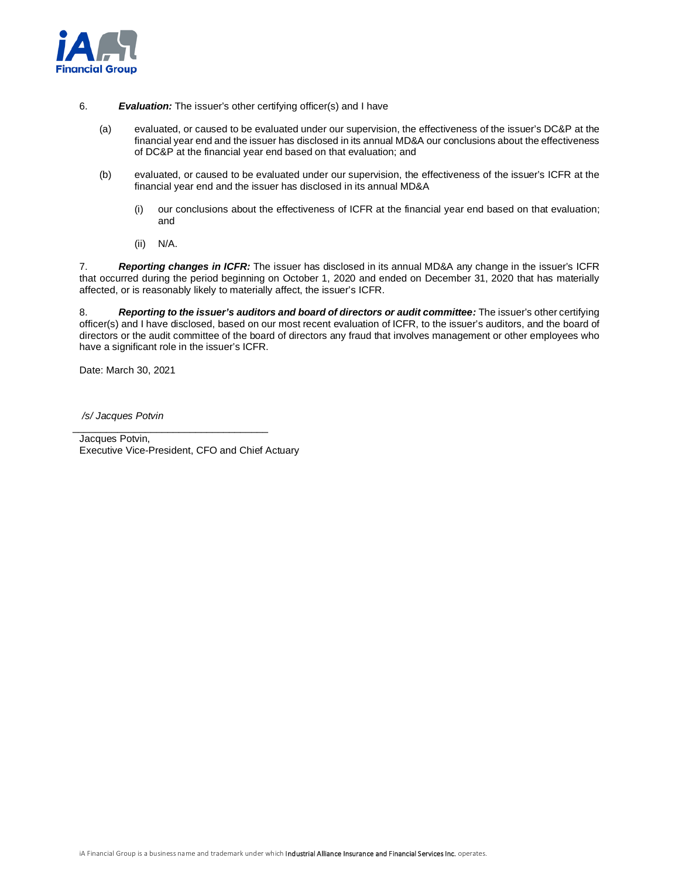6. ***Evaluation:*** The issuer's other certifying officer(s) and I have

(a) evaluated, or caused to be evaluated under our supervision, the effectiveness of the issuer's DC&P at the financial year end and the issuer has disclosed in its annual MD&A our conclusions about the effectiveness of DC&P at the financial year end based on that evaluation; and

(b) evaluated, or caused to be evaluated under our supervision, the effectiveness of the issuer's ICFR at the financial year end and the issuer has disclosed in its annual MD&A

(i) our conclusions about the effectiveness of ICFR at the financial year end based on that evaluation; and

(ii) N/A.

7. ***Reporting changes in ICFR:*** The issuer has disclosed in its annual MD&A any change in the issuer's ICFR that occurred during the period beginning on October 1, 2020 and ended on December 31, 2020 that has materially affected, or is reasonably likely to materially affect, the issuer's ICFR.

8. ***Reporting to the issuer's auditors and board of directors or audit committee:*** The issuer's other certifying officer(s) and I have disclosed, based on our most recent evaluation of ICFR, to the issuer's auditors, and the board of directors or the audit committee of the board of directors any fraud that involves management or other employees who have a significant role in the issuer's ICFR.

Date: March 30, 2021

*/s/ Jacques Potvin*

\_\_\_\_\_\_\_\_\_\_\_\_\_\_\_\_\_\_\_\_\_\_\_\_\_\_\_\_\_\_\_\_\_\_\_

Jacques Potvin,
Executive Vice-President, CFO and Chief Actuary

iA Financial Group is a business name and trademark under which Industrial Alliance Insurance and Financial Services Inc. operates.